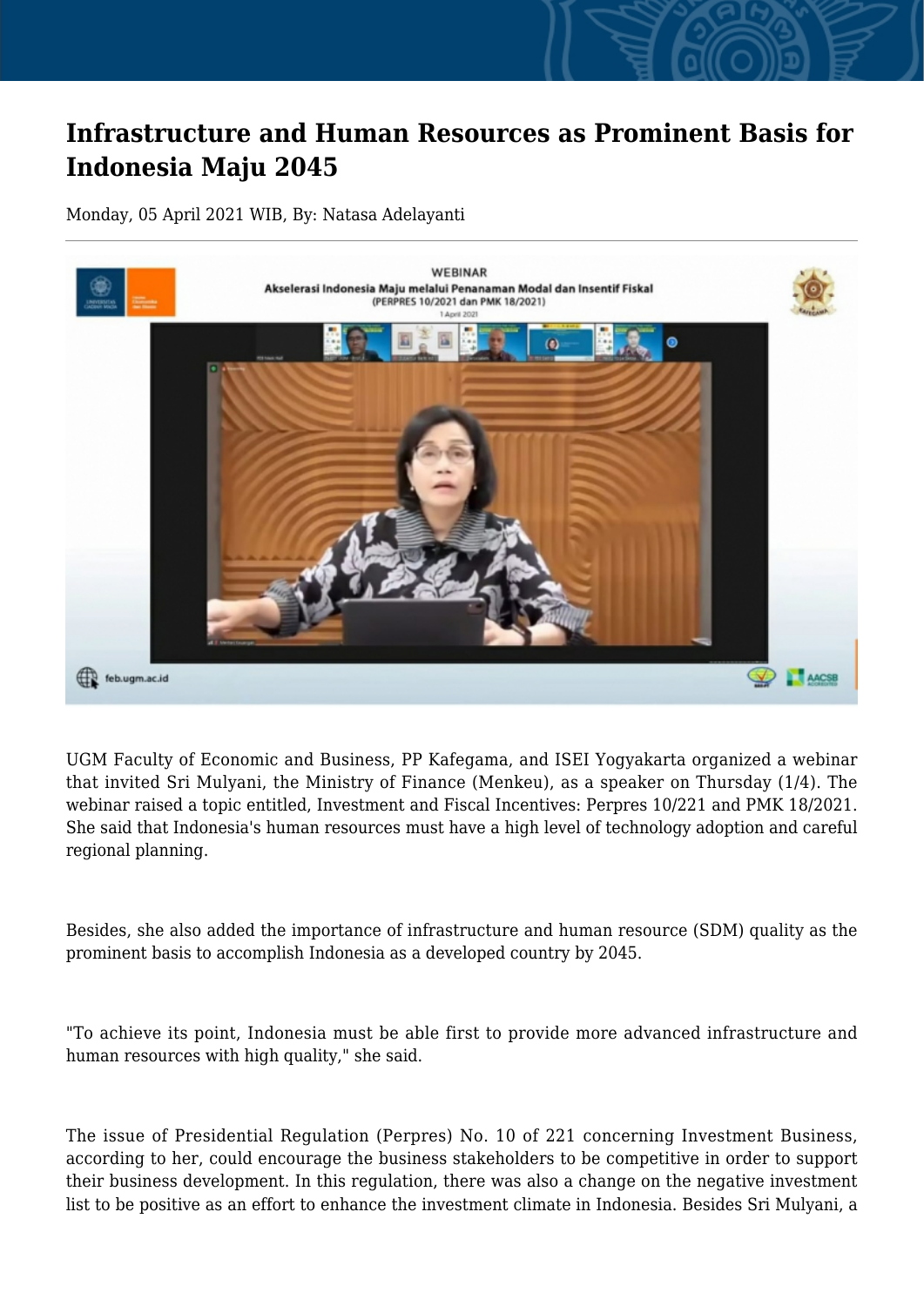# Infrastructure and Human Resources as Prominent Basis for Indonesia Maju 2045

Monday, 05 April 2021 WIB, By: Natasa Adelayanti

UGM Faculty of Economic and Business, PP Kafegama, and ISEI Yogyakarta organized a webinar that invited Sri Mulyani, the Ministry of Finance (Menkeu), as a speaker on Thursday (1/4). The webinar raised a topic entitled, Investment and Fiscal Incentives: Perpres 10/221 and PMK 18/2021. She said that Indonesia's human resources must have a high level of technology adoption and careful regional planning.

Besides, she also added the importance of infrastructure and human resource (SDM) quality as the prominent basis to accomplish Indonesia as a developed country by 2045.

"To achieve its point, Indonesia must be able first to provide more advanced infrastructure and human resources with high quality," she said.

The issue of Presidential Regulation (Perpres) No. 10 of 221 concerning Investment Business, according to her, could encourage the business stakeholders to be competitive in order to support their business development. In this regulation, there was also a change on the negative investment list to be positive as an effort to enhance the investment climate in Indonesia. Besides Sri Mulyani, a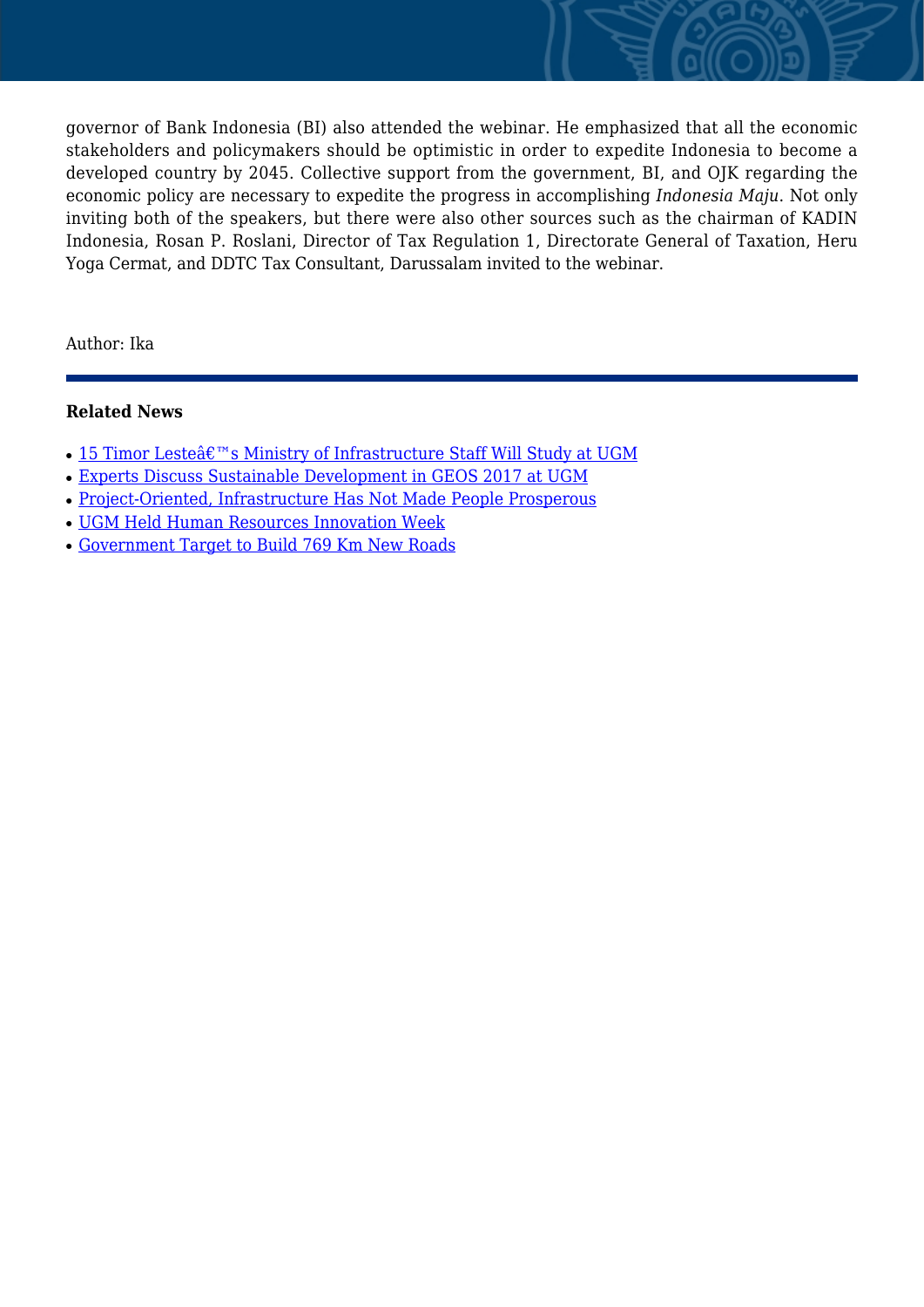governor of Bank Indonesia (BI) also attended the webinar. He emphasized that all the economic stakeholders and policymakers should be optimistic in order to expedite Indonesia to become a developed country by 2045. Collective support from the government, BI, and OJK regarding the economic policy are necessary to expedite the progress in accomplishing *Indonesia Maju*. Not only inviting both of the speakers, but there were also other sources such as the chairman of KADIN Indonesia, Rosan P. Roslani, Director of Tax Regulation 1, Directorate General of Taxation, Heru Yoga Cermat, and DDTC Tax Consultant, Darussalam invited to the webinar.

Author: Ika

**Related News**

- 15 Timor Lesteâ€™s Ministry of Infrastructure Staff Will Study at UGM
- Experts Discuss Sustainable Development in GEOS 2017 at UGM
- Project-Oriented, Infrastructure Has Not Made People Prosperous
- UGM Held Human Resources Innovation Week
- Government Target to Build 769 Km New Roads